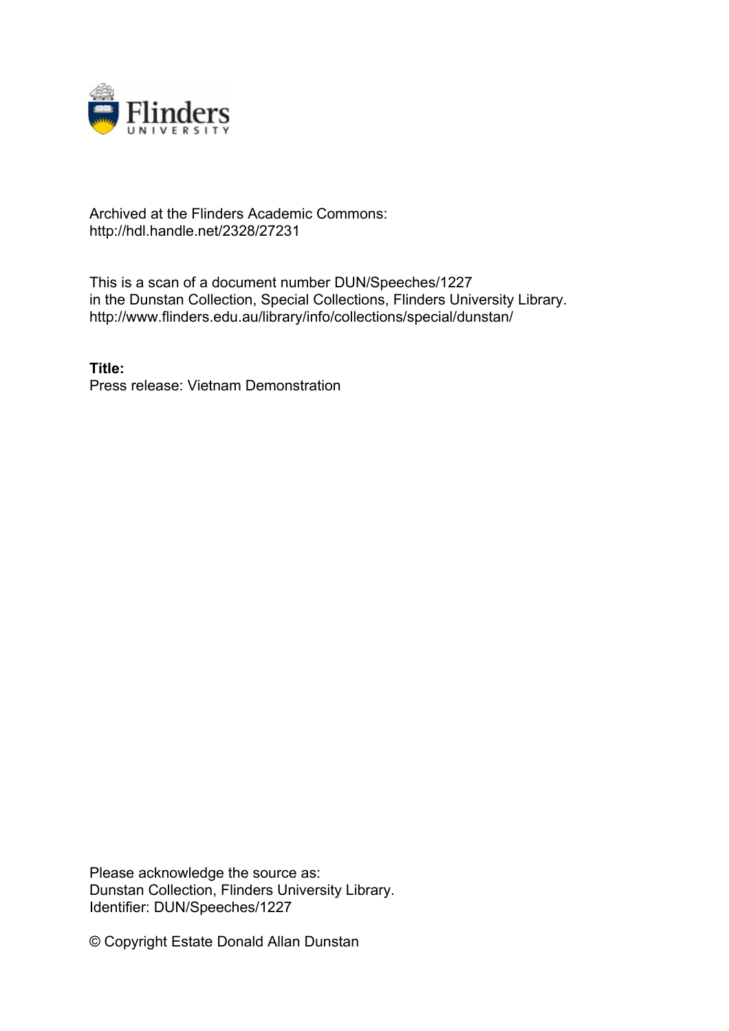Archived at the Flinders Academic Commons:
http://hdl.handle.net/2328/27231

This is a scan of a document number DUN/Speeches/1227
in the Dunstan Collection, Special Collections, Flinders University Library.
http://www.flinders.edu.au/library/info/collections/special/dunstan/

**Title:**
Press release: Vietnam Demonstration

Please acknowledge the source as:
Dunstan Collection, Flinders University Library.
Identifier: DUN/Speeches/1227

© Copyright Estate Donald Allan Dunstan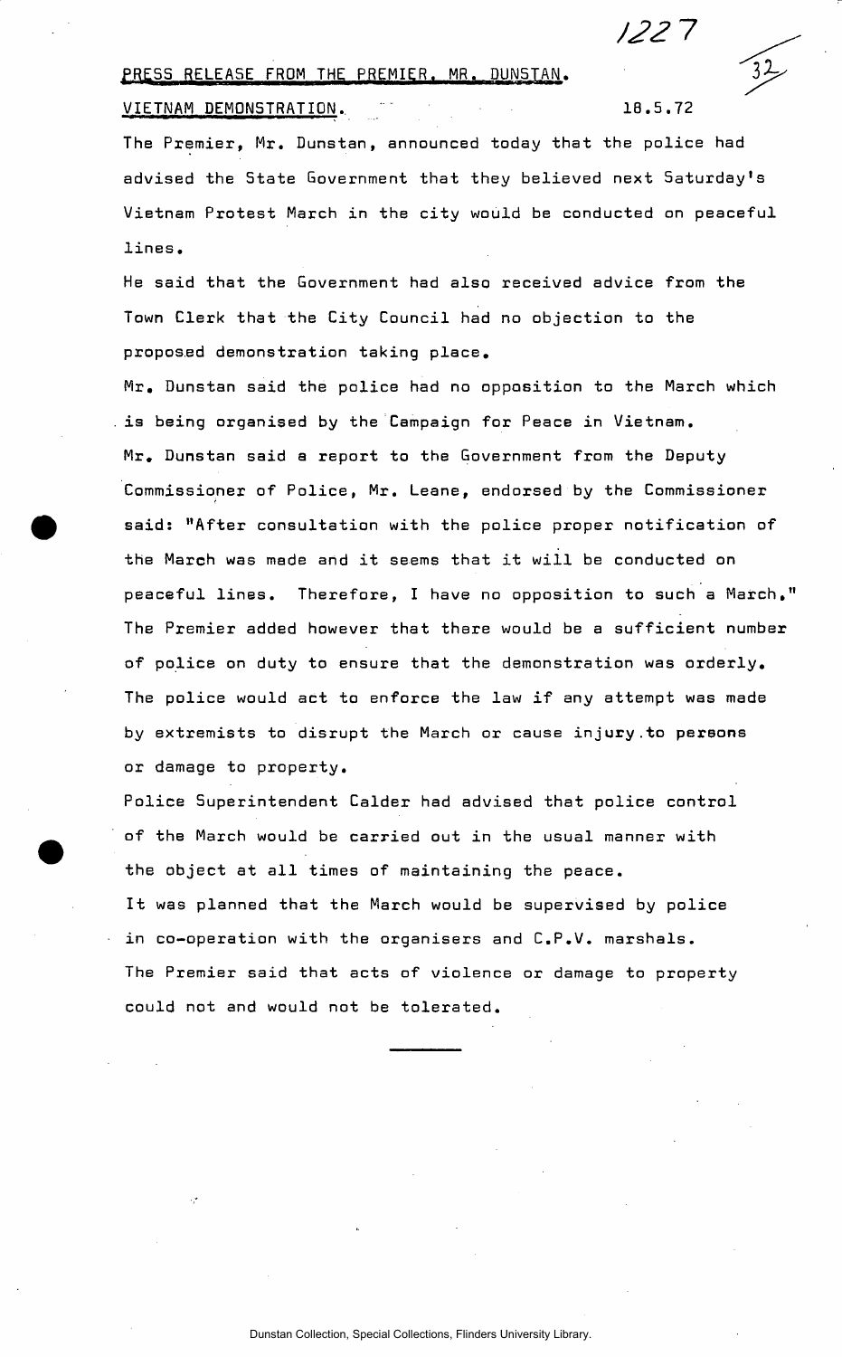1227

32

## PRESS RELEASE FROM THE PREMIER, MR. DUNSTAN.

VIETNAM DEMONSTRATION. 18.5.72

The Premier, Mr. Dunstan, announced today that the police had advised the State Government that they believed next Saturday's Vietnam Protest March in the city would be conducted on peaceful lines.

He said that the Government had also received advice from the Town Clerk that the City Council had no objection to the proposed demonstration taking place.

Mr. Dunstan said the police had no opposition to the March which is being organised by the Campaign for Peace in Vietnam.

Mr. Dunstan said a report to the Government from the Deputy Commissioner of Police, Mr. Leane, endorsed by the Commissioner said: "After consultation with the police proper notification of the March was made and it seems that it will be conducted on peaceful lines. Therefore, I have no opposition to such a March."

The Premier added however that there would be a sufficient number of police on duty to ensure that the demonstration was orderly. The police would act to enforce the law if any attempt was made by extremists to disrupt the March or cause injury to persons or damage to property.

Police Superintendent Calder had advised that police control of the March would be carried out in the usual manner with the object at all times of maintaining the peace.

It was planned that the March would be supervised by police in co-operation with the organisers and C.P.V. marshals.

The Premier said that acts of violence or damage to property could not and would not be tolerated.

---

Dunstan Collection, Special Collections, Flinders University Library.